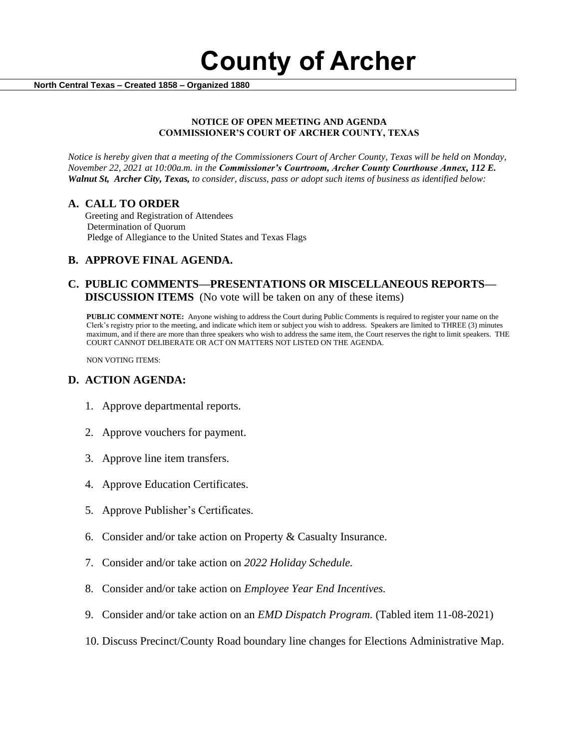# County of Archer

**North Central Texas – Created 1858 – Organized 1880**

**NOTICE OF OPEN MEETING AND AGENDA**
**COMMISSIONER'S COURT OF ARCHER COUNTY, TEXAS**

*Notice is hereby given that a meeting of the Commissioners Court of Archer County, Texas will be held on Monday, November 22, 2021 at 10:00a.m. in the **Commissioner's Courtroom, Archer County Courthouse Annex, 112 E. Walnut St, Archer City, Texas,** to consider, discuss, pass or adopt such items of business as identified below:*

## A. CALL TO ORDER

Greeting and Registration of Attendees
Determination of Quorum
Pledge of Allegiance to the United States and Texas Flags

## B. APPROVE FINAL AGENDA.

## C. PUBLIC COMMENTS—PRESENTATIONS OR MISCELLANEOUS REPORTS—DISCUSSION ITEMS (No vote will be taken on any of these items)

**PUBLIC COMMENT NOTE:** Anyone wishing to address the Court during Public Comments is required to register your name on the Clerk's registry prior to the meeting, and indicate which item or subject you wish to address. Speakers are limited to THREE (3) minutes maximum, and if there are more than three speakers who wish to address the same item, the Court reserves the right to limit speakers. THE COURT CANNOT DELIBERATE OR ACT ON MATTERS NOT LISTED ON THE AGENDA.

NON VOTING ITEMS:

## D. ACTION AGENDA:

1. Approve departmental reports.
2. Approve vouchers for payment.
3. Approve line item transfers.
4. Approve Education Certificates.
5. Approve Publisher's Certificates.
6. Consider and/or take action on Property & Casualty Insurance.
7. Consider and/or take action on *2022 Holiday Schedule.*
8. Consider and/or take action on *Employee Year End Incentives.*
9. Consider and/or take action on an *EMD Dispatch Program.* (Tabled item 11-08-2021)
10. Discuss Precinct/County Road boundary line changes for Elections Administrative Map.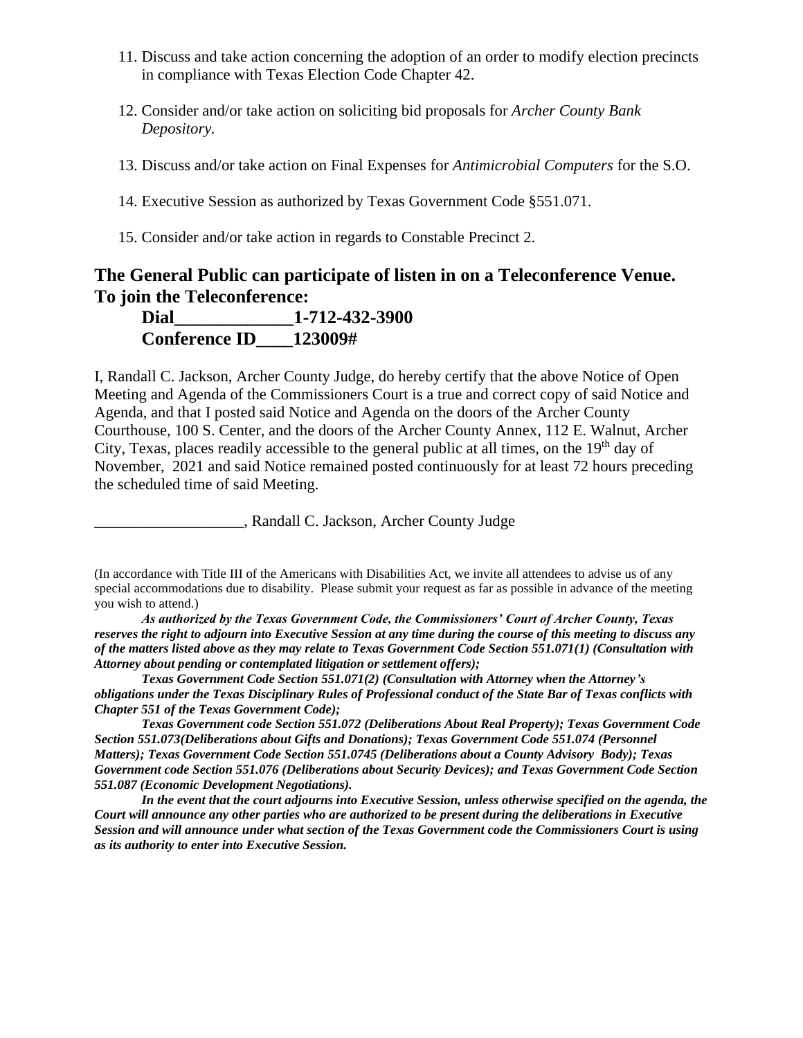11. Discuss and take action concerning the adoption of an order to modify election precincts in compliance with Texas Election Code Chapter 42.

12. Consider and/or take action on soliciting bid proposals for *Archer County Bank Depository.*

13. Discuss and/or take action on Final Expenses for *Antimicrobial Computers* for the S.O.

14. Executive Session as authorized by Texas Government Code §551.071.

15. Consider and/or take action in regards to Constable Precinct 2.

## The General Public can participate of listen in on a Teleconference Venue. To join the Teleconference:

**Dial_____________1-712-432-3900**
**Conference ID____123009#**

I, Randall C. Jackson, Archer County Judge, do hereby certify that the above Notice of Open Meeting and Agenda of the Commissioners Court is a true and correct copy of said Notice and Agenda, and that I posted said Notice and Agenda on the doors of the Archer County Courthouse, 100 S. Center, and the doors of the Archer County Annex, 112 E. Walnut, Archer City, Texas, places readily accessible to the general public at all times, on the 19th day of November, 2021 and said Notice remained posted continuously for at least 72 hours preceding the scheduled time of said Meeting.

___________________, Randall C. Jackson, Archer County Judge

(In accordance with Title III of the Americans with Disabilities Act, we invite all attendees to advise us of any special accommodations due to disability. Please submit your request as far as possible in advance of the meeting you wish to attend.)

***As authorized by the Texas Government Code, the Commissioners' Court of Archer County, Texas reserves the right to adjourn into Executive Session at any time during the course of this meeting to discuss any of the matters listed above as they may relate to Texas Government Code Section 551.071(1) (Consultation with Attorney about pending or contemplated litigation or settlement offers);***

***Texas Government Code Section 551.071(2) (Consultation with Attorney when the Attorney's obligations under the Texas Disciplinary Rules of Professional conduct of the State Bar of Texas conflicts with Chapter 551 of the Texas Government Code);***

***Texas Government code Section 551.072 (Deliberations About Real Property); Texas Government Code Section 551.073(Deliberations about Gifts and Donations); Texas Government Code 551.074 (Personnel Matters); Texas Government Code Section 551.0745 (Deliberations about a County Advisory Body); Texas Government code Section 551.076 (Deliberations about Security Devices); and Texas Government Code Section 551.087 (Economic Development Negotiations).***

***In the event that the court adjourns into Executive Session, unless otherwise specified on the agenda, the Court will announce any other parties who are authorized to be present during the deliberations in Executive Session and will announce under what section of the Texas Government code the Commissioners Court is using as its authority to enter into Executive Session.***